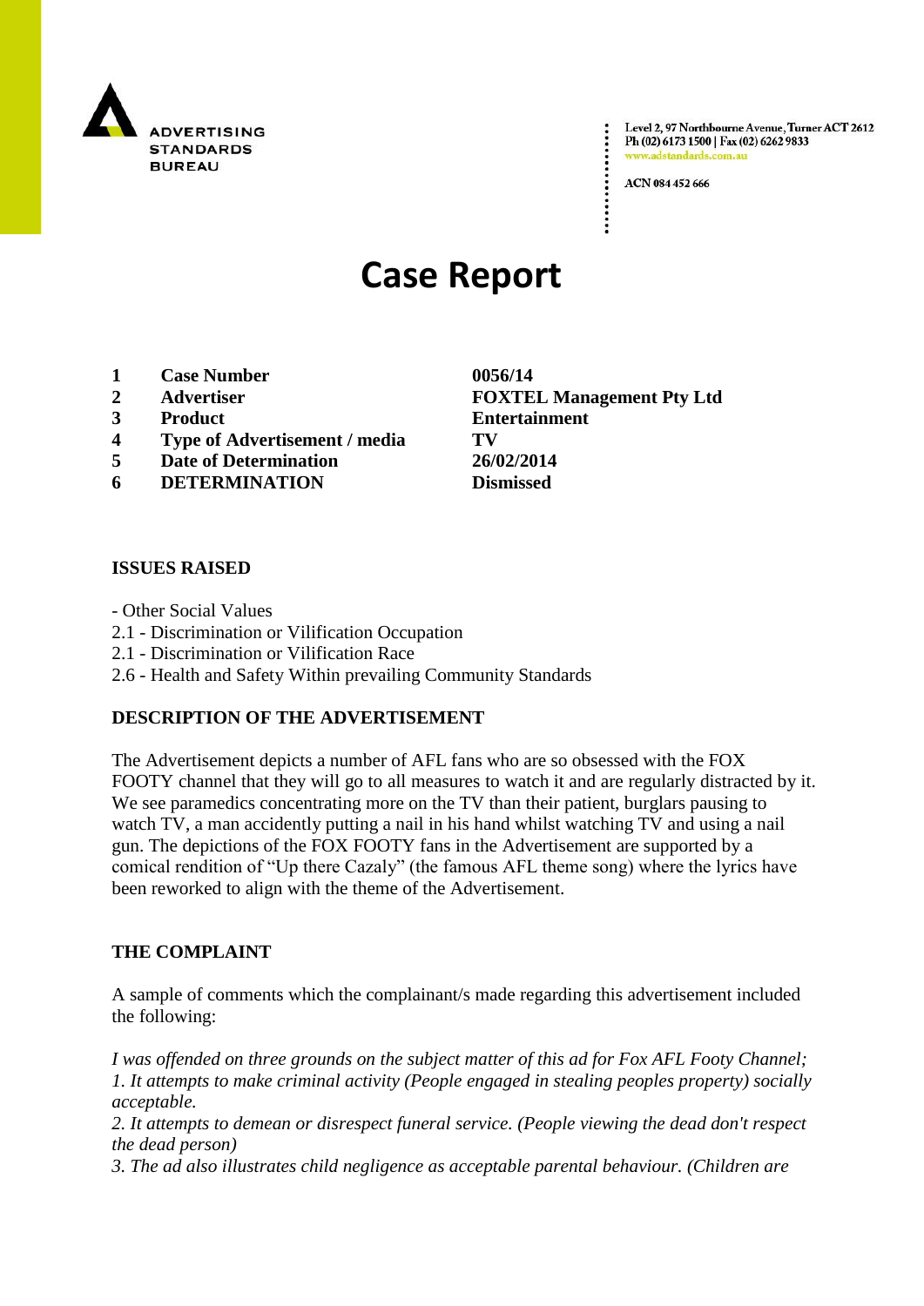ADVERTISING STANDARDS BUREAU

Level 2, 97 Northbourne Avenue, Turner ACT 2612
Ph (02) 6173 1500 | Fax (02) 6262 9833
www.adstandards.com.au

ACN 084 452 666

# Case Report

| | | |
|---|---|---|
| **1** | **Case Number** | **0056/14** |
| **2** | **Advertiser** | **FOXTEL Management Pty Ltd** |
| **3** | **Product** | **Entertainment** |
| **4** | **Type of Advertisement / media** | **TV** |
| **5** | **Date of Determination** | **26/02/2014** |
| **6** | **DETERMINATION** | **Dismissed** |

**ISSUES RAISED**

- Other Social Values
2.1 - Discrimination or Vilification Occupation
2.1 - Discrimination or Vilification Race
2.6 - Health and Safety Within prevailing Community Standards

**DESCRIPTION OF THE ADVERTISEMENT**

The Advertisement depicts a number of AFL fans who are so obsessed with the FOX FOOTY channel that they will go to all measures to watch it and are regularly distracted by it. We see paramedics concentrating more on the TV than their patient, burglars pausing to watch TV, a man accidently putting a nail in his hand whilst watching TV and using a nail gun. The depictions of the FOX FOOTY fans in the Advertisement are supported by a comical rendition of "Up there Cazaly" (the famous AFL theme song) where the lyrics have been reworked to align with the theme of the Advertisement.

**THE COMPLAINT**

A sample of comments which the complainant/s made regarding this advertisement included the following:

*I was offended on three grounds on the subject matter of this ad for Fox AFL Footy Channel;*
*1. It attempts to make criminal activity (People engaged in stealing peoples property) socially acceptable.*
*2. It attempts to demean or disrespect funeral service. (People viewing the dead don't respect the dead person)*
*3. The ad also illustrates child negligence as acceptable parental behaviour. (Children are*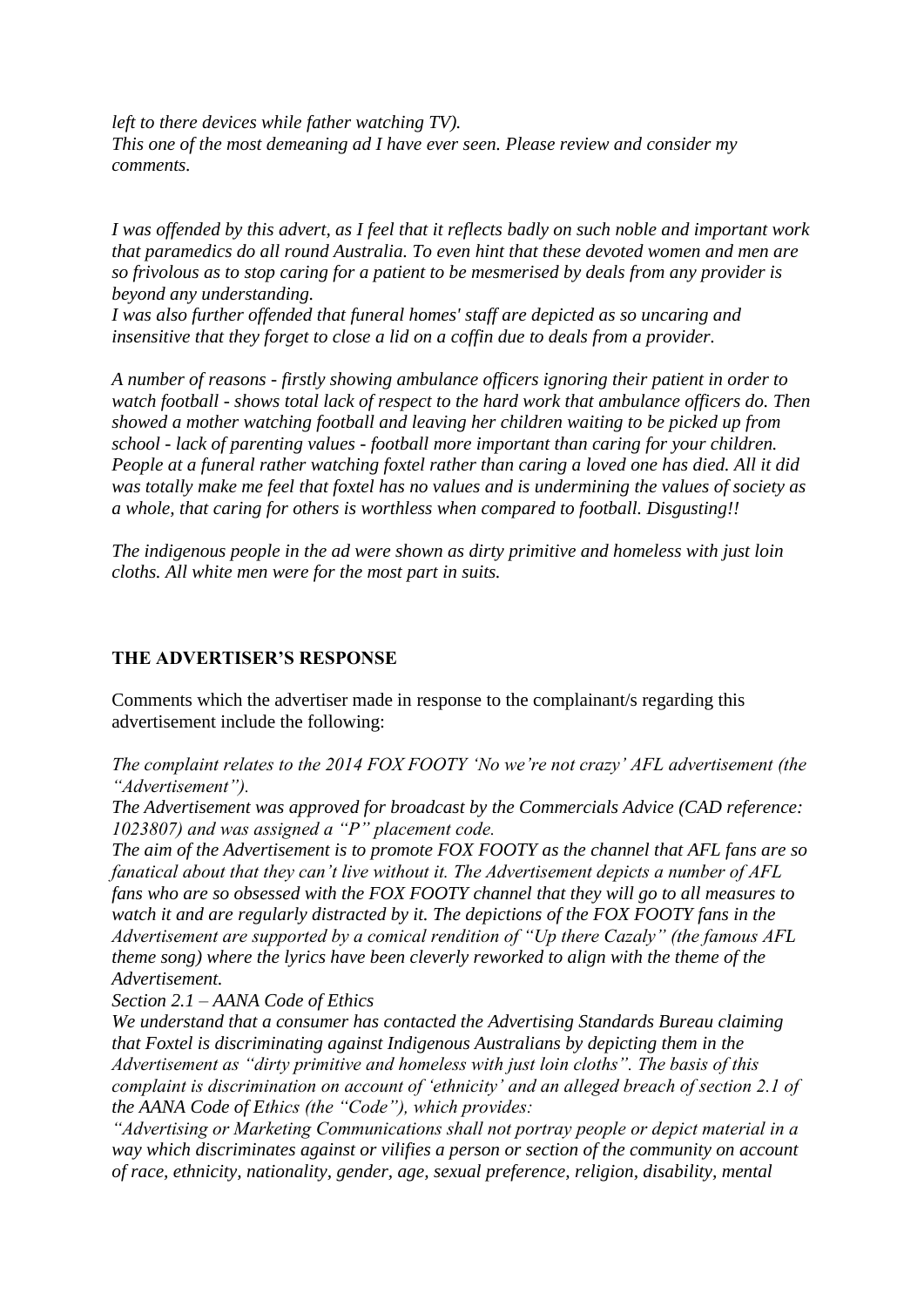*left to there devices while father watching TV).*
*This one of the most demeaning ad I have ever seen. Please review and consider my comments.*

*I was offended by this advert, as I feel that it reflects badly on such noble and important work that paramedics do all round Australia. To even hint that these devoted women and men are so frivolous as to stop caring for a patient to be mesmerised by deals from any provider is beyond any understanding.*
*I was also further offended that funeral homes' staff are depicted as so uncaring and insensitive that they forget to close a lid on a coffin due to deals from a provider.*

*A number of reasons - firstly showing ambulance officers ignoring their patient in order to watch football - shows total lack of respect to the hard work that ambulance officers do. Then showed a mother watching football and leaving her children waiting to be picked up from school - lack of parenting values - football more important than caring for your children. People at a funeral rather watching foxtel rather than caring a loved one has died. All it did was totally make me feel that foxtel has no values and is undermining the values of society as a whole, that caring for others is worthless when compared to football. Disgusting!!*

*The indigenous people in the ad were shown as dirty primitive and homeless with just loin cloths. All white men were for the most part in suits.*

**THE ADVERTISER'S RESPONSE**

Comments which the advertiser made in response to the complainant/s regarding this advertisement include the following:

*The complaint relates to the 2014 FOX FOOTY 'No we're not crazy' AFL advertisement (the "Advertisement").*
*The Advertisement was approved for broadcast by the Commercials Advice (CAD reference: 1023807) and was assigned a "P" placement code.*
*The aim of the Advertisement is to promote FOX FOOTY as the channel that AFL fans are so fanatical about that they can't live without it. The Advertisement depicts a number of AFL fans who are so obsessed with the FOX FOOTY channel that they will go to all measures to watch it and are regularly distracted by it. The depictions of the FOX FOOTY fans in the Advertisement are supported by a comical rendition of "Up there Cazaly" (the famous AFL theme song) where the lyrics have been cleverly reworked to align with the theme of the Advertisement.*
*Section 2.1 – AANA Code of Ethics*
*We understand that a consumer has contacted the Advertising Standards Bureau claiming that Foxtel is discriminating against Indigenous Australians by depicting them in the Advertisement as "dirty primitive and homeless with just loin cloths". The basis of this complaint is discrimination on account of 'ethnicity' and an alleged breach of section 2.1 of the AANA Code of Ethics (the "Code"), which provides:*
*"Advertising or Marketing Communications shall not portray people or depict material in a way which discriminates against or vilifies a person or section of the community on account of race, ethnicity, nationality, gender, age, sexual preference, religion, disability, mental*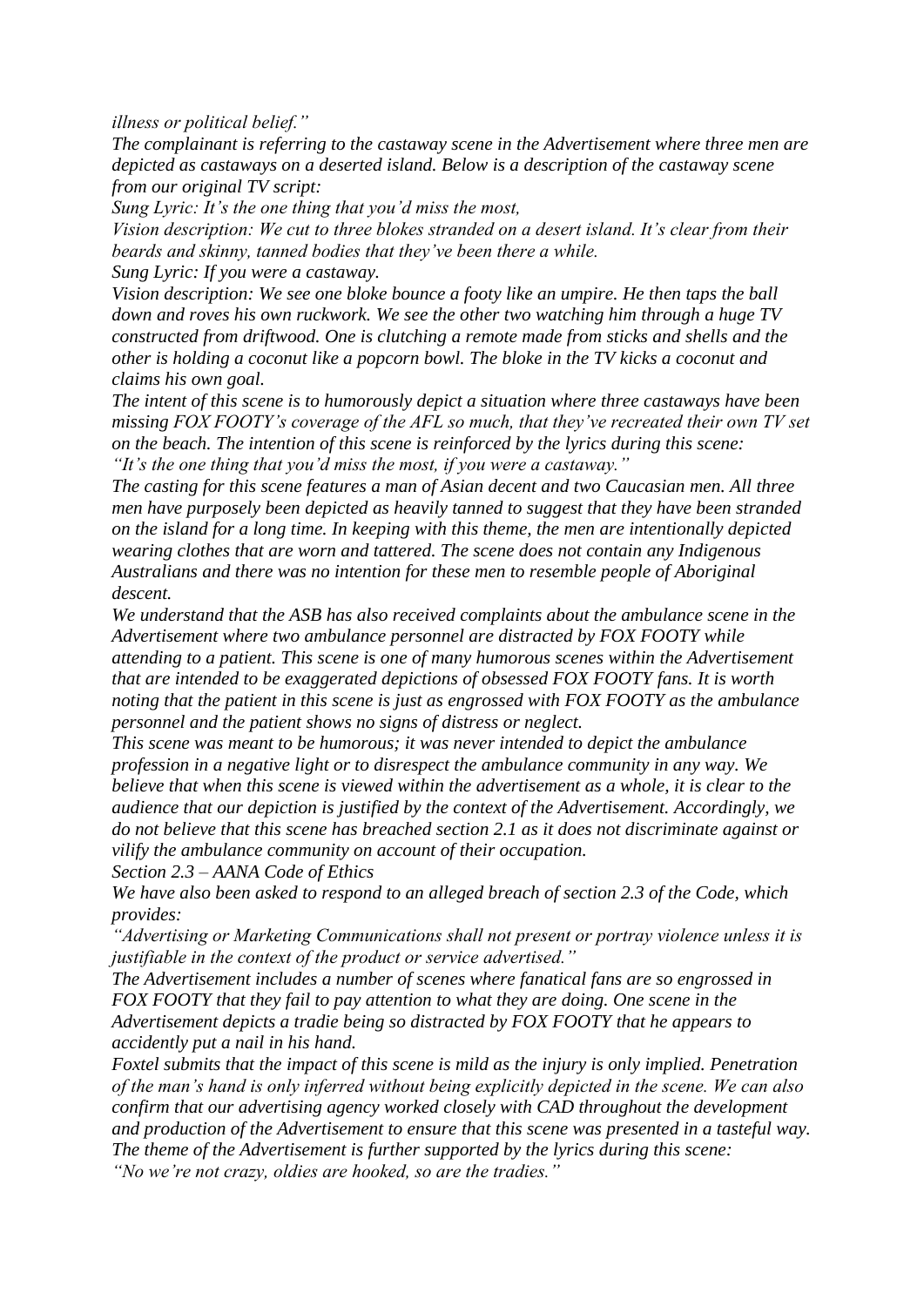*illness or political belief."*

*The complainant is referring to the castaway scene in the Advertisement where three men are depicted as castaways on a deserted island. Below is a description of the castaway scene from our original TV script:*

*Sung Lyric: It's the one thing that you'd miss the most,*

*Vision description: We cut to three blokes stranded on a desert island. It's clear from their beards and skinny, tanned bodies that they've been there a while.*

*Sung Lyric: If you were a castaway.*

*Vision description: We see one bloke bounce a footy like an umpire. He then taps the ball down and roves his own ruckwork. We see the other two watching him through a huge TV constructed from driftwood. One is clutching a remote made from sticks and shells and the other is holding a coconut like a popcorn bowl. The bloke in the TV kicks a coconut and claims his own goal.*

*The intent of this scene is to humorously depict a situation where three castaways have been missing FOX FOOTY's coverage of the AFL so much, that they've recreated their own TV set on the beach. The intention of this scene is reinforced by the lyrics during this scene: "It's the one thing that you'd miss the most, if you were a castaway."*

*The casting for this scene features a man of Asian decent and two Caucasian men. All three men have purposely been depicted as heavily tanned to suggest that they have been stranded on the island for a long time. In keeping with this theme, the men are intentionally depicted wearing clothes that are worn and tattered. The scene does not contain any Indigenous Australians and there was no intention for these men to resemble people of Aboriginal descent.*

*We understand that the ASB has also received complaints about the ambulance scene in the Advertisement where two ambulance personnel are distracted by FOX FOOTY while attending to a patient. This scene is one of many humorous scenes within the Advertisement that are intended to be exaggerated depictions of obsessed FOX FOOTY fans. It is worth noting that the patient in this scene is just as engrossed with FOX FOOTY as the ambulance personnel and the patient shows no signs of distress or neglect.*

*This scene was meant to be humorous; it was never intended to depict the ambulance profession in a negative light or to disrespect the ambulance community in any way. We believe that when this scene is viewed within the advertisement as a whole, it is clear to the audience that our depiction is justified by the context of the Advertisement. Accordingly, we do not believe that this scene has breached section 2.1 as it does not discriminate against or vilify the ambulance community on account of their occupation.*

*Section 2.3 – AANA Code of Ethics*

*We have also been asked to respond to an alleged breach of section 2.3 of the Code, which provides:*

*"Advertising or Marketing Communications shall not present or portray violence unless it is justifiable in the context of the product or service advertised."*

*The Advertisement includes a number of scenes where fanatical fans are so engrossed in FOX FOOTY that they fail to pay attention to what they are doing. One scene in the Advertisement depicts a tradie being so distracted by FOX FOOTY that he appears to accidently put a nail in his hand.*

*Foxtel submits that the impact of this scene is mild as the injury is only implied. Penetration of the man's hand is only inferred without being explicitly depicted in the scene. We can also confirm that our advertising agency worked closely with CAD throughout the development and production of the Advertisement to ensure that this scene was presented in a tasteful way. The theme of the Advertisement is further supported by the lyrics during this scene:*

*"No we're not crazy, oldies are hooked, so are the tradies."*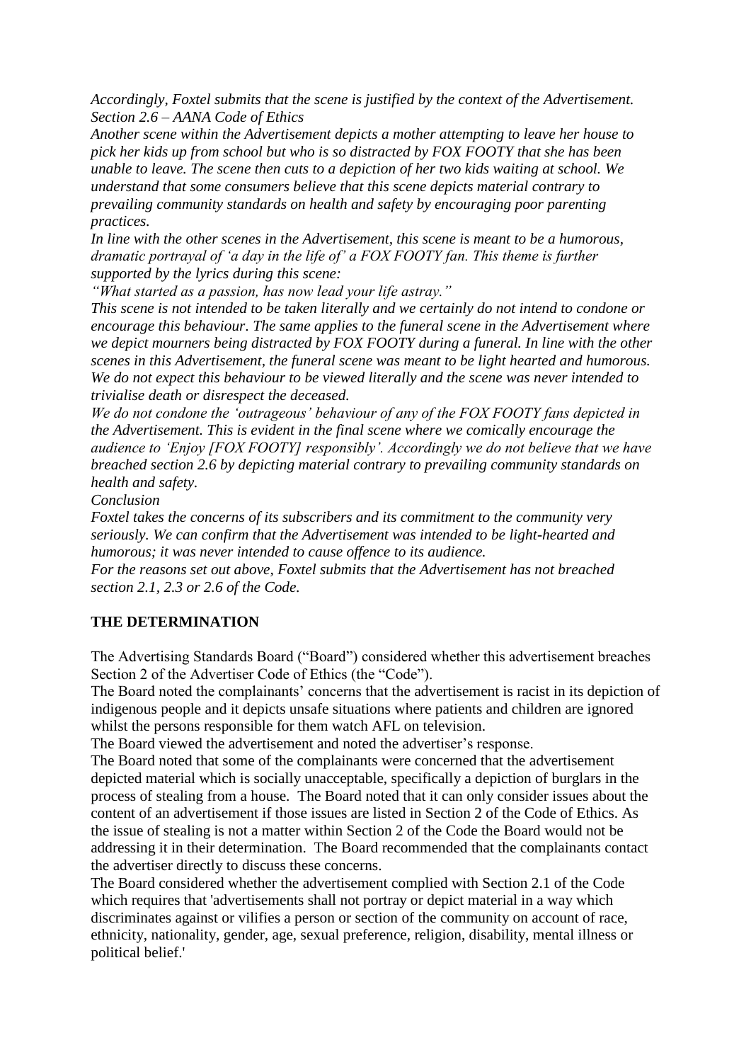*Accordingly, Foxtel submits that the scene is justified by the context of the Advertisement.*
*Section 2.6 – AANA Code of Ethics*
*Another scene within the Advertisement depicts a mother attempting to leave her house to pick her kids up from school but who is so distracted by FOX FOOTY that she has been unable to leave. The scene then cuts to a depiction of her two kids waiting at school. We understand that some consumers believe that this scene depicts material contrary to prevailing community standards on health and safety by encouraging poor parenting practices.*
*In line with the other scenes in the Advertisement, this scene is meant to be a humorous, dramatic portrayal of 'a day in the life of' a FOX FOOTY fan. This theme is further supported by the lyrics during this scene:*
*"What started as a passion, has now lead your life astray."*
*This scene is not intended to be taken literally and we certainly do not intend to condone or encourage this behaviour. The same applies to the funeral scene in the Advertisement where we depict mourners being distracted by FOX FOOTY during a funeral. In line with the other scenes in this Advertisement, the funeral scene was meant to be light hearted and humorous. We do not expect this behaviour to be viewed literally and the scene was never intended to trivialise death or disrespect the deceased.*
*We do not condone the 'outrageous' behaviour of any of the FOX FOOTY fans depicted in the Advertisement. This is evident in the final scene where we comically encourage the audience to 'Enjoy [FOX FOOTY] responsibly'. Accordingly we do not believe that we have breached section 2.6 by depicting material contrary to prevailing community standards on health and safety.*
*Conclusion*
*Foxtel takes the concerns of its subscribers and its commitment to the community very seriously. We can confirm that the Advertisement was intended to be light-hearted and humorous; it was never intended to cause offence to its audience.*
*For the reasons set out above, Foxtel submits that the Advertisement has not breached section 2.1, 2.3 or 2.6 of the Code.*

**THE DETERMINATION**

The Advertising Standards Board ("Board") considered whether this advertisement breaches Section 2 of the Advertiser Code of Ethics (the "Code").
The Board noted the complainants' concerns that the advertisement is racist in its depiction of indigenous people and it depicts unsafe situations where patients and children are ignored whilst the persons responsible for them watch AFL on television.
The Board viewed the advertisement and noted the advertiser's response.
The Board noted that some of the complainants were concerned that the advertisement depicted material which is socially unacceptable, specifically a depiction of burglars in the process of stealing from a house. The Board noted that it can only consider issues about the content of an advertisement if those issues are listed in Section 2 of the Code of Ethics. As the issue of stealing is not a matter within Section 2 of the Code the Board would not be addressing it in their determination. The Board recommended that the complainants contact the advertiser directly to discuss these concerns.
The Board considered whether the advertisement complied with Section 2.1 of the Code which requires that 'advertisements shall not portray or depict material in a way which discriminates against or vilifies a person or section of the community on account of race, ethnicity, nationality, gender, age, sexual preference, religion, disability, mental illness or political belief.'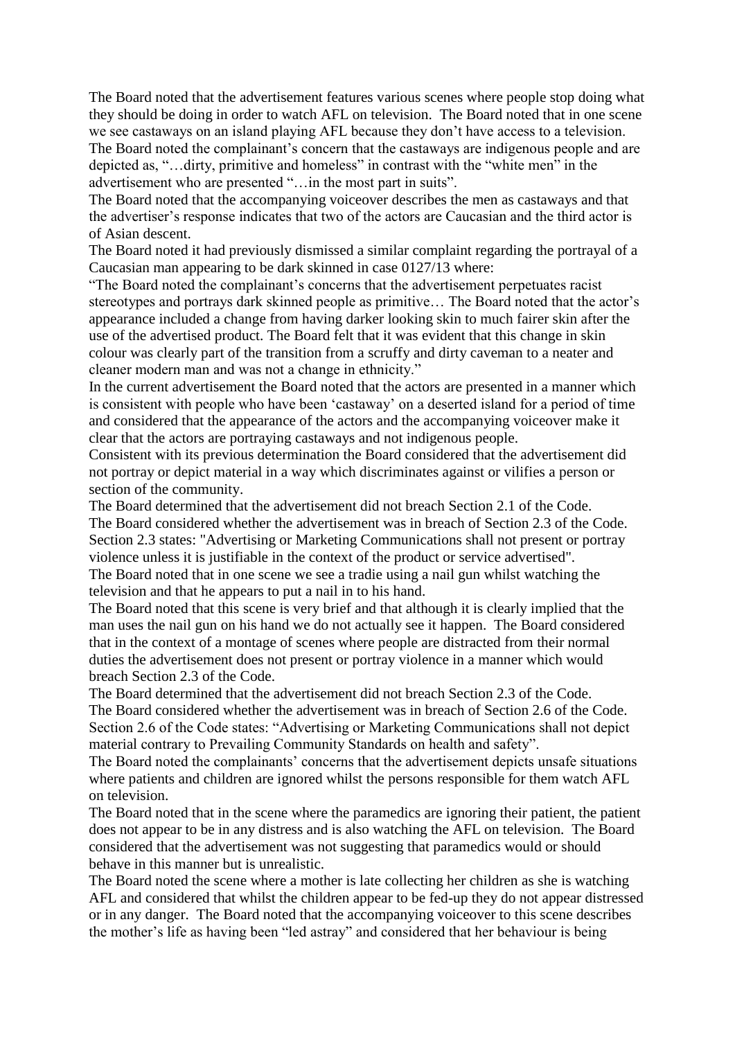The Board noted that the advertisement features various scenes where people stop doing what they should be doing in order to watch AFL on television. The Board noted that in one scene we see castaways on an island playing AFL because they don't have access to a television. The Board noted the complainant's concern that the castaways are indigenous people and are depicted as, "…dirty, primitive and homeless" in contrast with the "white men" in the advertisement who are presented "…in the most part in suits".

The Board noted that the accompanying voiceover describes the men as castaways and that the advertiser's response indicates that two of the actors are Caucasian and the third actor is of Asian descent.

The Board noted it had previously dismissed a similar complaint regarding the portrayal of a Caucasian man appearing to be dark skinned in case 0127/13 where:

"The Board noted the complainant's concerns that the advertisement perpetuates racist stereotypes and portrays dark skinned people as primitive… The Board noted that the actor's appearance included a change from having darker looking skin to much fairer skin after the use of the advertised product. The Board felt that it was evident that this change in skin colour was clearly part of the transition from a scruffy and dirty caveman to a neater and cleaner modern man and was not a change in ethnicity."

In the current advertisement the Board noted that the actors are presented in a manner which is consistent with people who have been 'castaway' on a deserted island for a period of time and considered that the appearance of the actors and the accompanying voiceover make it clear that the actors are portraying castaways and not indigenous people.

Consistent with its previous determination the Board considered that the advertisement did not portray or depict material in a way which discriminates against or vilifies a person or section of the community.

The Board determined that the advertisement did not breach Section 2.1 of the Code.

The Board considered whether the advertisement was in breach of Section 2.3 of the Code. Section 2.3 states: "Advertising or Marketing Communications shall not present or portray violence unless it is justifiable in the context of the product or service advertised".

The Board noted that in one scene we see a tradie using a nail gun whilst watching the television and that he appears to put a nail in to his hand.

The Board noted that this scene is very brief and that although it is clearly implied that the man uses the nail gun on his hand we do not actually see it happen. The Board considered that in the context of a montage of scenes where people are distracted from their normal duties the advertisement does not present or portray violence in a manner which would breach Section 2.3 of the Code.

The Board determined that the advertisement did not breach Section 2.3 of the Code.

The Board considered whether the advertisement was in breach of Section 2.6 of the Code. Section 2.6 of the Code states: "Advertising or Marketing Communications shall not depict material contrary to Prevailing Community Standards on health and safety".

The Board noted the complainants' concerns that the advertisement depicts unsafe situations where patients and children are ignored whilst the persons responsible for them watch AFL on television.

The Board noted that in the scene where the paramedics are ignoring their patient, the patient does not appear to be in any distress and is also watching the AFL on television. The Board considered that the advertisement was not suggesting that paramedics would or should behave in this manner but is unrealistic.

The Board noted the scene where a mother is late collecting her children as she is watching AFL and considered that whilst the children appear to be fed-up they do not appear distressed or in any danger. The Board noted that the accompanying voiceover to this scene describes the mother's life as having been "led astray" and considered that her behaviour is being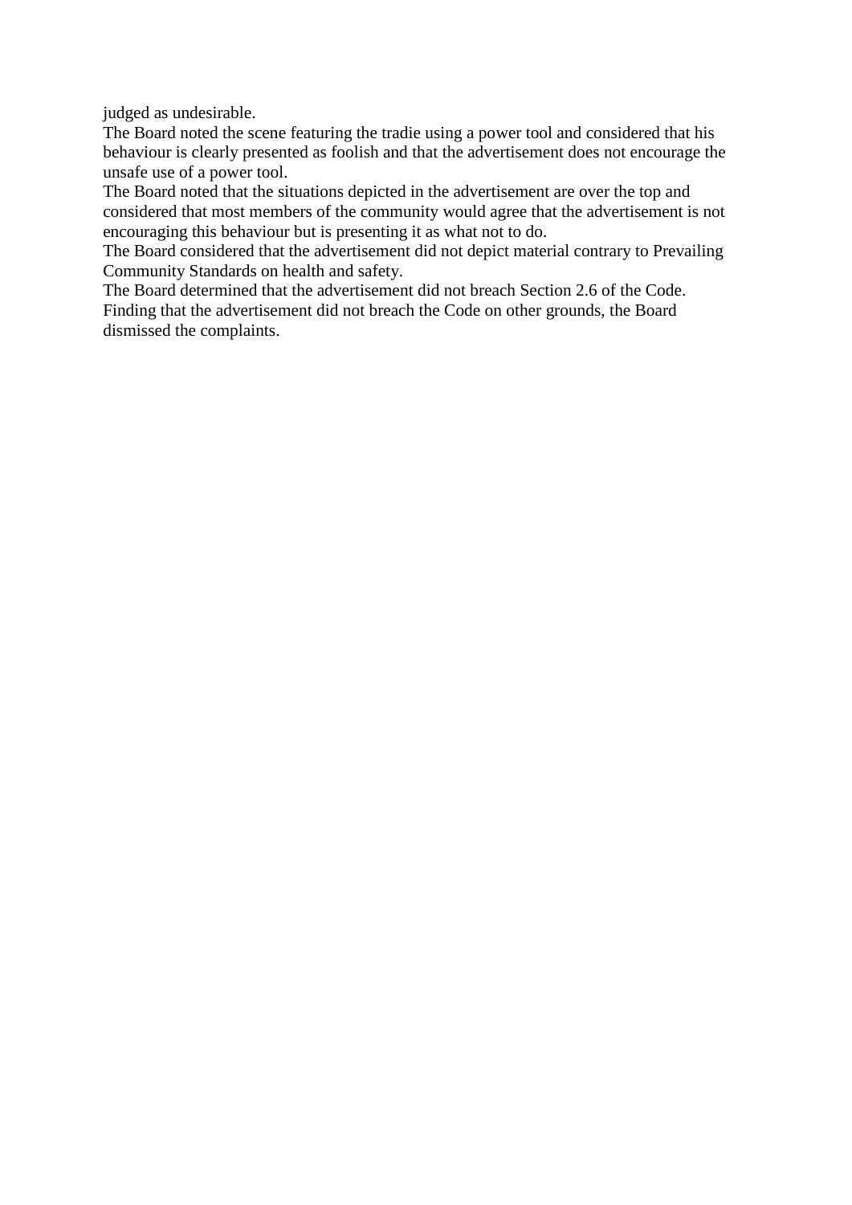judged as undesirable.

The Board noted the scene featuring the tradie using a power tool and considered that his behaviour is clearly presented as foolish and that the advertisement does not encourage the unsafe use of a power tool.

The Board noted that the situations depicted in the advertisement are over the top and considered that most members of the community would agree that the advertisement is not encouraging this behaviour but is presenting it as what not to do.

The Board considered that the advertisement did not depict material contrary to Prevailing Community Standards on health and safety.

The Board determined that the advertisement did not breach Section 2.6 of the Code.

Finding that the advertisement did not breach the Code on other grounds, the Board dismissed the complaints.